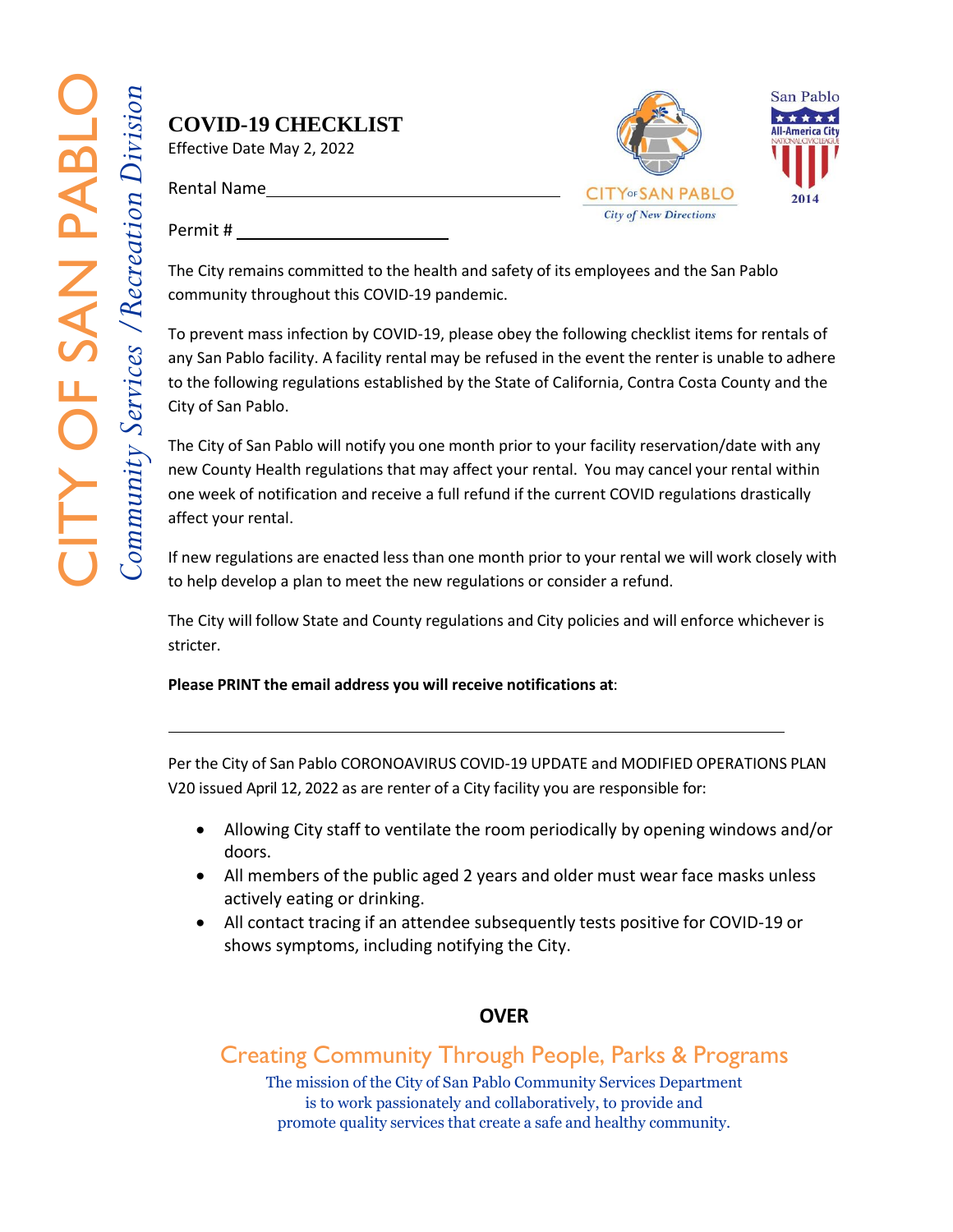CITY OF SAN PABLO

*Community Services / Recreation Division*

# COVID-19 CHECKLIST

Effective Date May 2, 2022

Rental Name ______________________________

Permit # ____________________

CITY OF SAN PABLO
*City of New Directions*

San Pablo All-America City National Civic League 2014

The City remains committed to the health and safety of its employees and the San Pablo community throughout this COVID-19 pandemic.

To prevent mass infection by COVID-19, please obey the following checklist items for rentals of any San Pablo facility. A facility rental may be refused in the event the renter is unable to adhere to the following regulations established by the State of California, Contra Costa County and the City of San Pablo.

The City of San Pablo will notify you one month prior to your facility reservation/date with any new County Health regulations that may affect your rental. You may cancel your rental within one week of notification and receive a full refund if the current COVID regulations drastically affect your rental.

If new regulations are enacted less than one month prior to your rental we will work closely with to help develop a plan to meet the new regulations or consider a refund.

The City will follow State and County regulations and City policies and will enforce whichever is stricter.

**Please PRINT the email address you will receive notifications at**:

______________________________________________________________

Per the City of San Pablo CORONOAVIRUS COVID-19 UPDATE and MODIFIED OPERATIONS PLAN V20 issued April 12, 2022 as are renter of a City facility you are responsible for:

- Allowing City staff to ventilate the room periodically by opening windows and/or doors.
- All members of the public aged 2 years and older must wear face masks unless actively eating or drinking.
- All contact tracing if an attendee subsequently tests positive for COVID-19 or shows symptoms, including notifying the City.

**OVER**

Creating Community Through People, Parks & Programs

The mission of the City of San Pablo Community Services Department is to work passionately and collaboratively, to provide and promote quality services that create a safe and healthy community.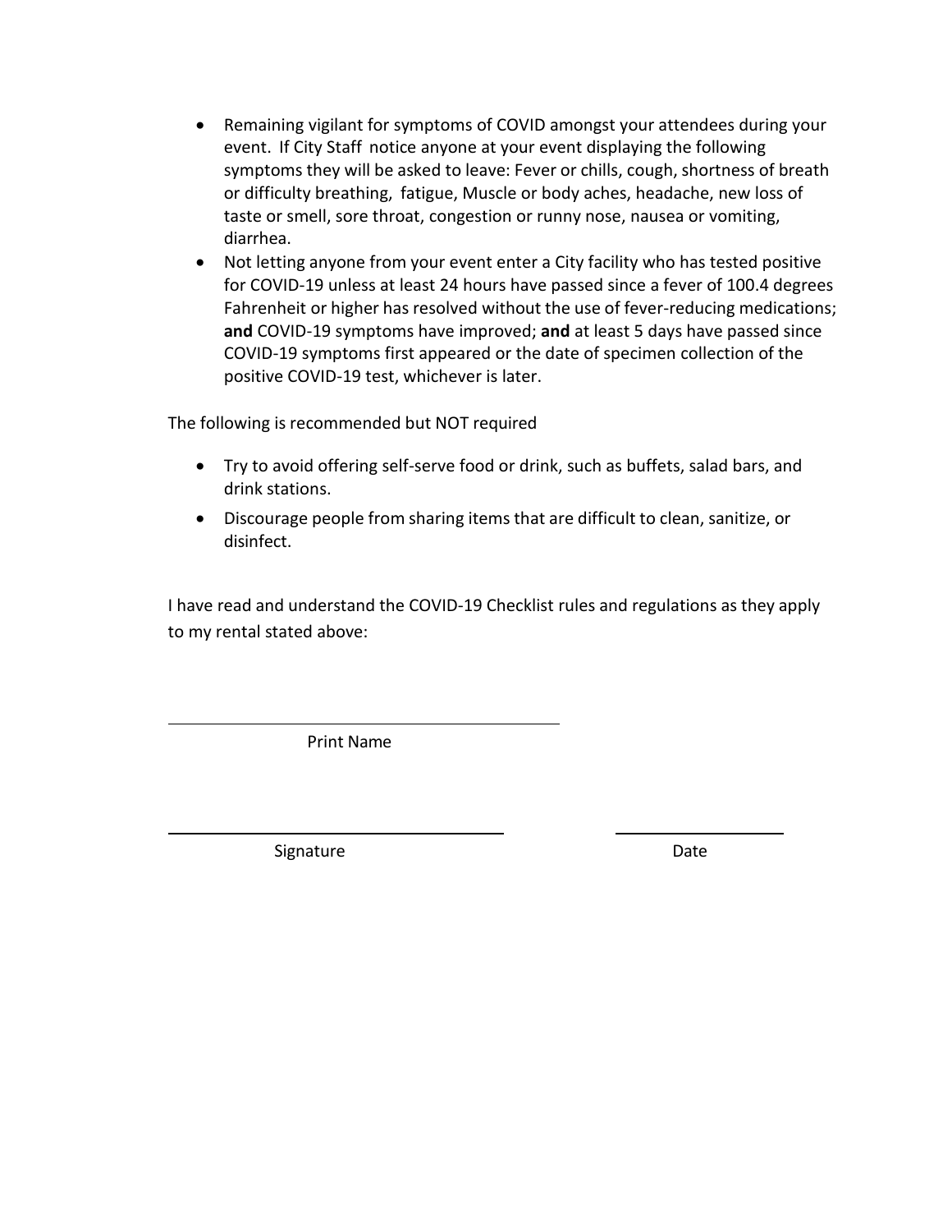- Remaining vigilant for symptoms of COVID amongst your attendees during your event. If City Staff notice anyone at your event displaying the following symptoms they will be asked to leave: Fever or chills, cough, shortness of breath or difficulty breathing, fatigue, Muscle or body aches, headache, new loss of taste or smell, sore throat, congestion or runny nose, nausea or vomiting, diarrhea.
- Not letting anyone from your event enter a City facility who has tested positive for COVID-19 unless at least 24 hours have passed since a fever of 100.4 degrees Fahrenheit or higher has resolved without the use of fever-reducing medications; **and** COVID-19 symptoms have improved; **and** at least 5 days have passed since COVID-19 symptoms first appeared or the date of specimen collection of the positive COVID-19 test, whichever is later.

The following is recommended but NOT required

- Try to avoid offering self-serve food or drink, such as buffets, salad bars, and drink stations.
- Discourage people from sharing items that are difficult to clean, sanitize, or disinfect.

I have read and understand the COVID-19 Checklist rules and regulations as they apply to my rental stated above:

______________________________
Print Name

______________________________ ______________
Signature Date